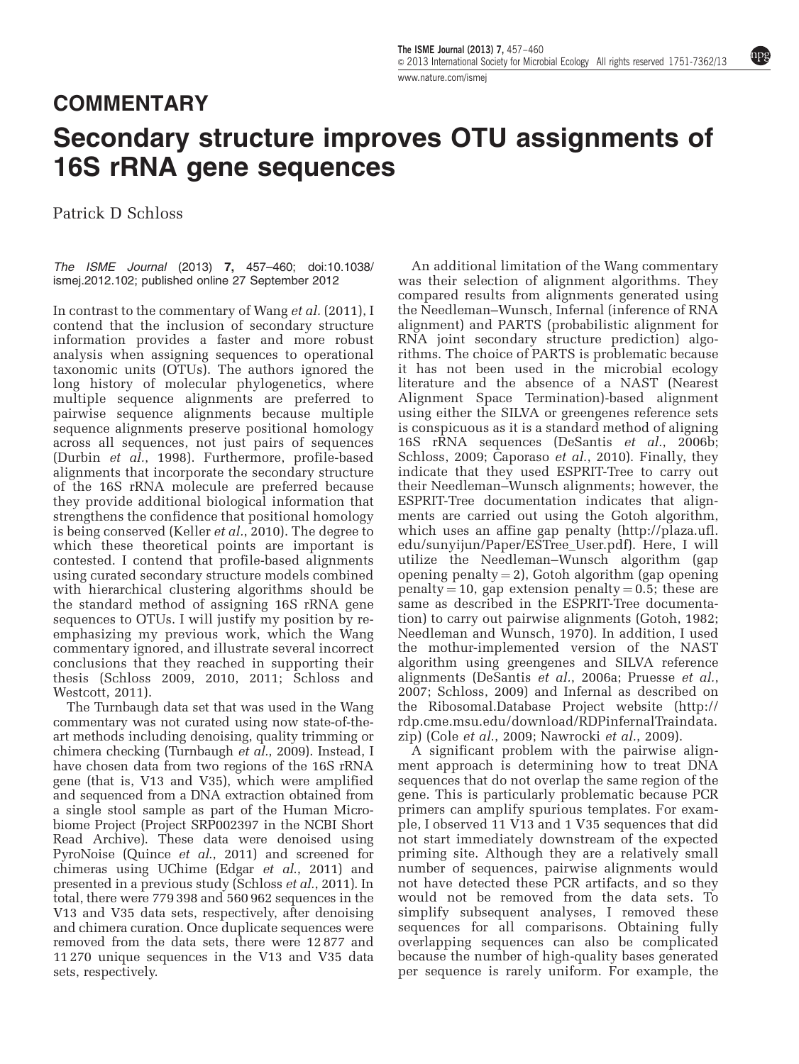# COMMENTARY

# Secondary structure improves OTU assignments of 16S rRNA gene sequences

Patrick D Schloss

*The ISME Journal* (2013) **7,** 457–460; doi:10.1038/ismej.2012.102; published online 27 September 2012

In contrast to the commentary of Wang *et al.* (2011), I contend that the inclusion of secondary structure information provides a faster and more robust analysis when assigning sequences to operational taxonomic units (OTUs). The authors ignored the long history of molecular phylogenetics, where multiple sequence alignments are preferred to pairwise sequence alignments because multiple sequence alignments preserve positional homology across all sequences, not just pairs of sequences (Durbin *et al.*, 1998). Furthermore, profile-based alignments that incorporate the secondary structure of the 16S rRNA molecule are preferred because they provide additional biological information that strengthens the confidence that positional homology is being conserved (Keller *et al.*, 2010). The degree to which these theoretical points are important is contested. I contend that profile-based alignments using curated secondary structure models combined with hierarchical clustering algorithms should be the standard method of assigning 16S rRNA gene sequences to OTUs. I will justify my position by re-emphasizing my previous work, which the Wang commentary ignored, and illustrate several incorrect conclusions that they reached in supporting their thesis (Schloss 2009, 2010, 2011; Schloss and Westcott, 2011).

The Turnbaugh data set that was used in the Wang commentary was not curated using now state-of-the-art methods including denoising, quality trimming or chimera checking (Turnbaugh *et al.*, 2009). Instead, I have chosen data from two regions of the 16S rRNA gene (that is, V13 and V35), which were amplified and sequenced from a DNA extraction obtained from a single stool sample as part of the Human Microbiome Project (Project SRP002397 in the NCBI Short Read Archive). These data were denoised using PyroNoise (Quince *et al.*, 2011) and screened for chimeras using UChime (Edgar *et al.*, 2011) and presented in a previous study (Schloss *et al.*, 2011). In total, there were 779 398 and 560 962 sequences in the V13 and V35 data sets, respectively, after denoising and chimera curation. Once duplicate sequences were removed from the data sets, there were 12 877 and 11 270 unique sequences in the V13 and V35 data sets, respectively.

An additional limitation of the Wang commentary was their selection of alignment algorithms. They compared results from alignments generated using the Needleman–Wunsch, Infernal (inference of RNA alignment) and PARTS (probabilistic alignment for RNA joint secondary structure prediction) algorithms. The choice of PARTS is problematic because it has not been used in the microbial ecology literature and the absence of a NAST (Nearest Alignment Space Termination)-based alignment using either the SILVA or greengenes reference sets is conspicuous as it is a standard method of aligning 16S rRNA sequences (DeSantis *et al.*, 2006b; Schloss, 2009; Caporaso *et al.*, 2010). Finally, they indicate that they used ESPRIT-Tree to carry out their Needleman–Wunsch alignments; however, the ESPRIT-Tree documentation indicates that alignments are carried out using the Gotoh algorithm, which uses an affine gap penalty (http://plaza.ufl.edu/sunyijun/Paper/ESTree_User.pdf). Here, I will utilize the Needleman–Wunsch algorithm (gap opening penalty = 2), Gotoh algorithm (gap opening penalty = 10, gap extension penalty = 0.5; these are same as described in the ESPRIT-Tree documentation) to carry out pairwise alignments (Gotoh, 1982; Needleman and Wunsch, 1970). In addition, I used the mothur-implemented version of the NAST algorithm using greengenes and SILVA reference alignments (DeSantis *et al.*, 2006a; Pruesse *et al.*, 2007; Schloss, 2009) and Infernal as described on the Ribosomal.Database Project website (http://rdp.cme.msu.edu/download/RDPinfernalTraindata.zip) (Cole *et al.*, 2009; Nawrocki *et al.*, 2009).

A significant problem with the pairwise alignment approach is determining how to treat DNA sequences that do not overlap the same region of the gene. This is particularly problematic because PCR primers can amplify spurious templates. For example, I observed 11 V13 and 1 V35 sequences that did not start immediately downstream of the expected priming site. Although they are a relatively small number of sequences, pairwise alignments would not have detected these PCR artifacts, and so they would not be removed from the data sets. To simplify subsequent analyses, I removed these sequences for all comparisons. Obtaining fully overlapping sequences can also be complicated because the number of high-quality bases generated per sequence is rarely uniform. For example, the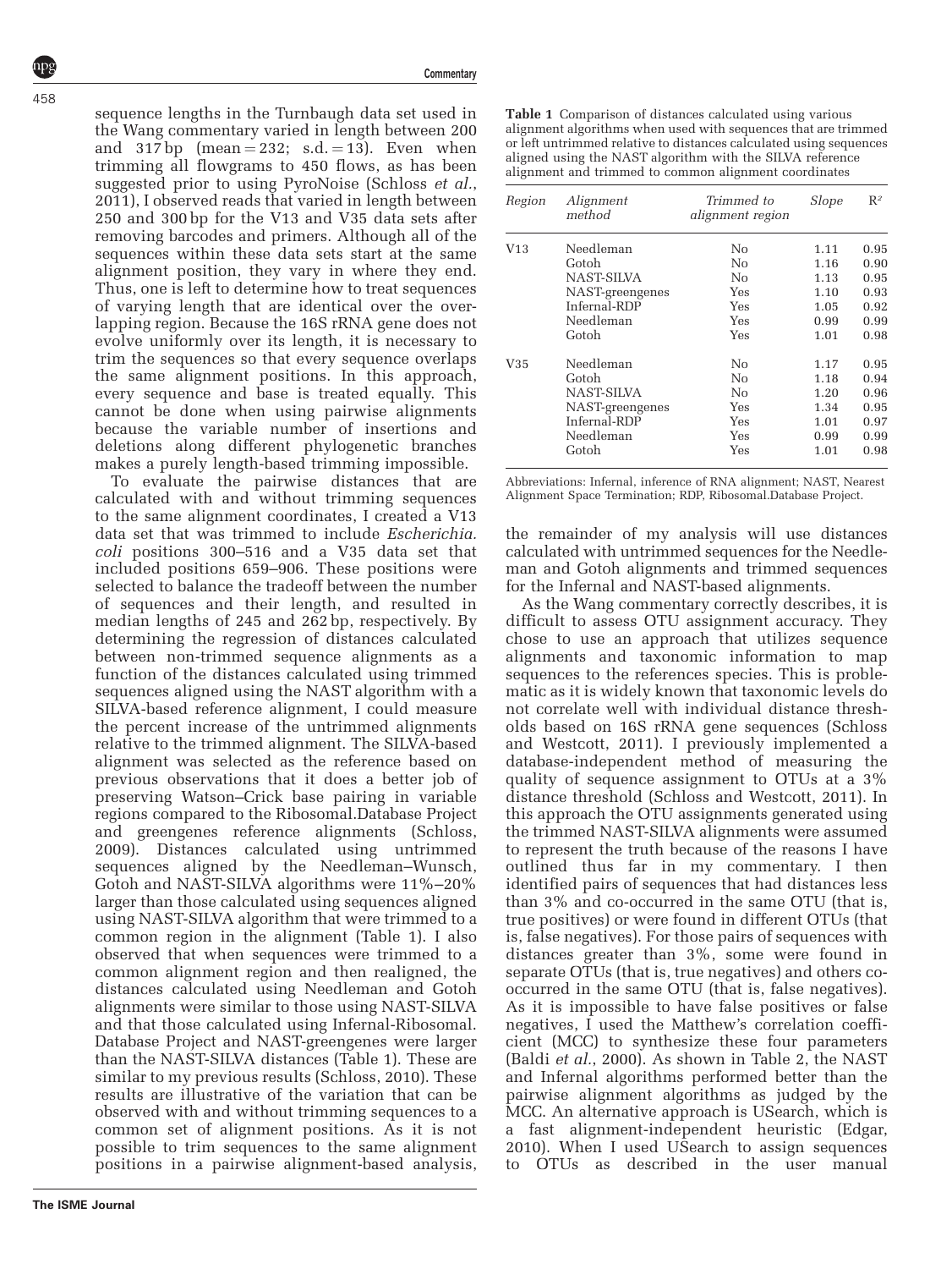sequence lengths in the Turnbaugh data set used in the Wang commentary varied in length between 200 and 317 bp (mean = 232; s.d. = 13). Even when trimming all flowgrams to 450 flows, as has been suggested prior to using PyroNoise (Schloss *et al*., 2011), I observed reads that varied in length between 250 and 300 bp for the V13 and V35 data sets after removing barcodes and primers. Although all of the sequences within these data sets start at the same alignment position, they vary in where they end. Thus, one is left to determine how to treat sequences of varying length that are identical over the overlapping region. Because the 16S rRNA gene does not evolve uniformly over its length, it is necessary to trim the sequences so that every sequence overlaps the same alignment positions. In this approach, every sequence and base is treated equally. This cannot be done when using pairwise alignments because the variable number of insertions and deletions along different phylogenetic branches makes a purely length-based trimming impossible.

To evaluate the pairwise distances that are calculated with and without trimming sequences to the same alignment coordinates, I created a V13 data set that was trimmed to include *Escherichia. coli* positions 300–516 and a V35 data set that included positions 659–906. These positions were selected to balance the tradeoff between the number of sequences and their length, and resulted in median lengths of 245 and 262 bp, respectively. By determining the regression of distances calculated between non-trimmed sequence alignments as a function of the distances calculated using trimmed sequences aligned using the NAST algorithm with a SILVA-based reference alignment, I could measure the percent increase of the untrimmed alignments relative to the trimmed alignment. The SILVA-based alignment was selected as the reference based on previous observations that it does a better job of preserving Watson–Crick base pairing in variable regions compared to the Ribosomal.Database Project and greengenes reference alignments (Schloss, 2009). Distances calculated using untrimmed sequences aligned by the Needleman–Wunsch, Gotoh and NAST-SILVA algorithms were 11%–20% larger than those calculated using sequences aligned using NAST-SILVA algorithm that were trimmed to a common region in the alignment (Table 1). I also observed that when sequences were trimmed to a common alignment region and then realigned, the distances calculated using Needleman and Gotoh alignments were similar to those using NAST-SILVA and that those calculated using Infernal-Ribosomal. Database Project and NAST-greengenes were larger than the NAST-SILVA distances (Table 1). These are similar to my previous results (Schloss, 2010). These results are illustrative of the variation that can be observed with and without trimming sequences to a common set of alignment positions. As it is not possible to trim sequences to the same alignment positions in a pairwise alignment-based analysis, the remainder of my analysis will use distances calculated with untrimmed sequences for the Needleman and Gotoh alignments and trimmed sequences for the Infernal and NAST-based alignments.

**Table 1** Comparison of distances calculated using various alignment algorithms when used with sequences that are trimmed or left untrimmed relative to distances calculated using sequences aligned using the NAST algorithm with the SILVA reference alignment and trimmed to common alignment coordinates

| *Region* | *Alignment method* | *Trimmed to alignment region* | *Slope* | $R^2$ |
|---|---|---|---|---|
| V13 | Needleman | No | 1.11 | 0.95 |
| | Gotoh | No | 1.16 | 0.90 |
| | NAST-SILVA | No | 1.13 | 0.95 |
| | NAST-greengenes | Yes | 1.10 | 0.93 |
| | Infernal-RDP | Yes | 1.05 | 0.92 |
| | Needleman | Yes | 0.99 | 0.99 |
| | Gotoh | Yes | 1.01 | 0.98 |
| V35 | Needleman | No | 1.17 | 0.95 |
| | Gotoh | No | 1.18 | 0.94 |
| | NAST-SILVA | No | 1.20 | 0.96 |
| | NAST-greengenes | Yes | 1.34 | 0.95 |
| | Infernal-RDP | Yes | 1.01 | 0.97 |
| | Needleman | Yes | 0.99 | 0.99 |
| | Gotoh | Yes | 1.01 | 0.98 |

Abbreviations: Infernal, inference of RNA alignment; NAST, Nearest Alignment Space Termination; RDP, Ribosomal.Database Project.

As the Wang commentary correctly describes, it is difficult to assess OTU assignment accuracy. They chose to use an approach that utilizes sequence alignments and taxonomic information to map sequences to the references species. This is problematic as it is widely known that taxonomic levels do not correlate well with individual distance thresholds based on 16S rRNA gene sequences (Schloss and Westcott, 2011). I previously implemented a database-independent method of measuring the quality of sequence assignment to OTUs at a 3% distance threshold (Schloss and Westcott, 2011). In this approach the OTU assignments generated using the trimmed NAST-SILVA alignments were assumed to represent the truth because of the reasons I have outlined thus far in my commentary. I then identified pairs of sequences that had distances less than 3% and co-occurred in the same OTU (that is, true positives) or were found in different OTUs (that is, false negatives). For those pairs of sequences with distances greater than 3%, some were found in separate OTUs (that is, true negatives) and others co-occurred in the same OTU (that is, false negatives). As it is impossible to have false positives or false negatives, I used the Matthew's correlation coefficient (MCC) to synthesize these four parameters (Baldi *et al*., 2000). As shown in Table 2, the NAST and Infernal algorithms performed better than the pairwise alignment algorithms as judged by the MCC. An alternative approach is USearch, which is a fast alignment-independent heuristic (Edgar, 2010). When I used USearch to assign sequences to OTUs as described in the user manual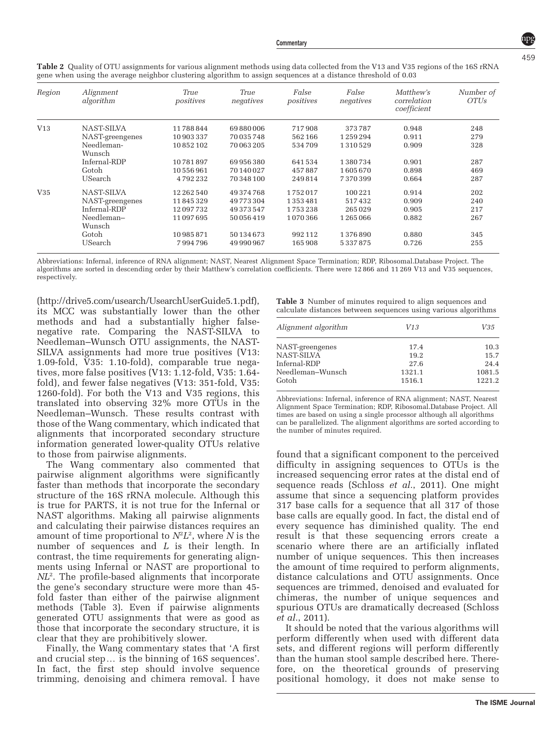**Table 2** Quality of OTU assignments for various alignment methods using data collected from the V13 and V35 regions of the 16S rRNA gene when using the average neighbor clustering algorithm to assign sequences at a distance threshold of 0.03

| *Region* | *Alignment algorithm* | *True positives* | *True negatives* | *False positives* | *False negatives* | *Matthew's correlation coefficient* | *Number of OTUs* |
|---|---|---|---|---|---|---|---|
| V13 | NAST-SILVA | 11 788 844 | 69 880 006 | 717 908 | 373 787 | 0.948 | 248 |
| | NAST-greengenes | 10 903 337 | 70 035 748 | 562 166 | 1 259 294 | 0.911 | 279 |
| | Needleman-Wunsch | 10 852 102 | 70 063 205 | 534 709 | 1 310 529 | 0.909 | 328 |
| | Infernal-RDP | 10 781 897 | 69 956 380 | 641 534 | 1 380 734 | 0.901 | 287 |
| | Gotoh | 10 556 961 | 70 140 027 | 457 887 | 1 605 670 | 0.898 | 469 |
| | USearch | 4 792 232 | 70 348 100 | 249 814 | 7 370 399 | 0.664 | 287 |
| V35 | NAST-SILVA | 12 262 540 | 49 374 768 | 1 752 017 | 100 221 | 0.914 | 202 |
| | NAST-greengenes | 11 845 329 | 49 773 304 | 1 353 481 | 517 432 | 0.909 | 240 |
| | Infernal-RDP | 12 097 732 | 49 373 547 | 1 753 238 | 265 029 | 0.905 | 217 |
| | Needleman–Wunsch | 11 097 695 | 50 056 419 | 1 070 366 | 1 265 066 | 0.882 | 267 |
| | Gotoh | 10 985 871 | 50 134 673 | 992 112 | 1 376 890 | 0.880 | 345 |
| | USearch | 7 994 796 | 49 990 967 | 165 908 | 5 337 875 | 0.726 | 255 |

Abbreviations: Infernal, inference of RNA alignment; NAST, Nearest Alignment Space Termination; RDP, Ribosomal.Database Project. The algorithms are sorted in descending order by their Matthew's correlation coefficients. There were 12 866 and 11 269 V13 and V35 sequences, respectively.

(http://drive5.com/usearch/UsearchUserGuide5.1.pdf), its MCC was substantially lower than the other methods and had a substantially higher false-negative rate. Comparing the NAST-SILVA to Needleman–Wunsch OTU assignments, the NAST-SILVA assignments had more true positives (V13: 1.09-fold, V35: 1.10-fold), comparable true negatives, more false positives (V13: 1.12-fold, V35: 1.64-fold), and fewer false negatives (V13: 351-fold, V35: 1260-fold). For both the V13 and V35 regions, this translated into observing 32% more OTUs in the Needleman–Wunsch. These results contrast with those of the Wang commentary, which indicated that alignments that incorporated secondary structure information generated lower-quality OTUs relative to those from pairwise alignments.

The Wang commentary also commented that pairwise alignment algorithms were significantly faster than methods that incorporate the secondary structure of the 16S rRNA molecule. Although this is true for PARTS, it is not true for the Infernal or NAST algorithms. Making all pairwise alignments and calculating their pairwise distances requires an amount of time proportional to $N^2L^2$, where $N$ is the number of sequences and $L$ is their length. In contrast, the time requirements for generating alignments using Infernal or NAST are proportional to $NL^2$. The profile-based alignments that incorporate the gene's secondary structure were more than 45-fold faster than either of the pairwise alignment methods (Table 3). Even if pairwise alignments generated OTU assignments that were as good as those that incorporate the secondary structure, it is clear that they are prohibitively slower.

Finally, the Wang commentary states that 'A first and crucial step… is the binning of 16S sequences'. In fact, the first step should involve sequence trimming, denoising and chimera removal. I have found that a significant component to the perceived difficulty in assigning sequences to OTUs is the increased sequencing error rates at the distal end of sequence reads (Schloss *et al.*, 2011). One might assume that since a sequencing platform provides 317 base calls for a sequence that all 317 of those base calls are equally good. In fact, the distal end of every sequence has diminished quality. The end result is that these sequencing errors create a scenario where there are an artificially inflated number of unique sequences. This then increases the amount of time required to perform alignments, distance calculations and OTU assignments. Once sequences are trimmed, denoised and evaluated for chimeras, the number of unique sequences and spurious OTUs are dramatically decreased (Schloss *et al.*, 2011).

**Table 3** Number of minutes required to align sequences and calculate distances between sequences using various algorithms

| *Alignment algorithm* | *V13* | *V35* |
|---|---|---|
| NAST-greengenes | 17.4 | 10.3 |
| NAST-SILVA | 19.2 | 15.7 |
| Infernal-RDP | 27.6 | 24.4 |
| Needleman–Wunsch | 1321.1 | 1081.5 |
| Gotoh | 1516.1 | 1221.2 |

Abbreviations: Infernal, inference of RNA alignment; NAST, Nearest Alignment Space Termination; RDP, Ribosomal.Database Project. All times are based on using a single processor although all algorithms can be parallelized. The alignment algorithms are sorted according to the number of minutes required.

It should be noted that the various algorithms will perform differently when used with different data sets, and different regions will perform differently than the human stool sample described here. Therefore, on the theoretical grounds of preserving positional homology, it does not make sense to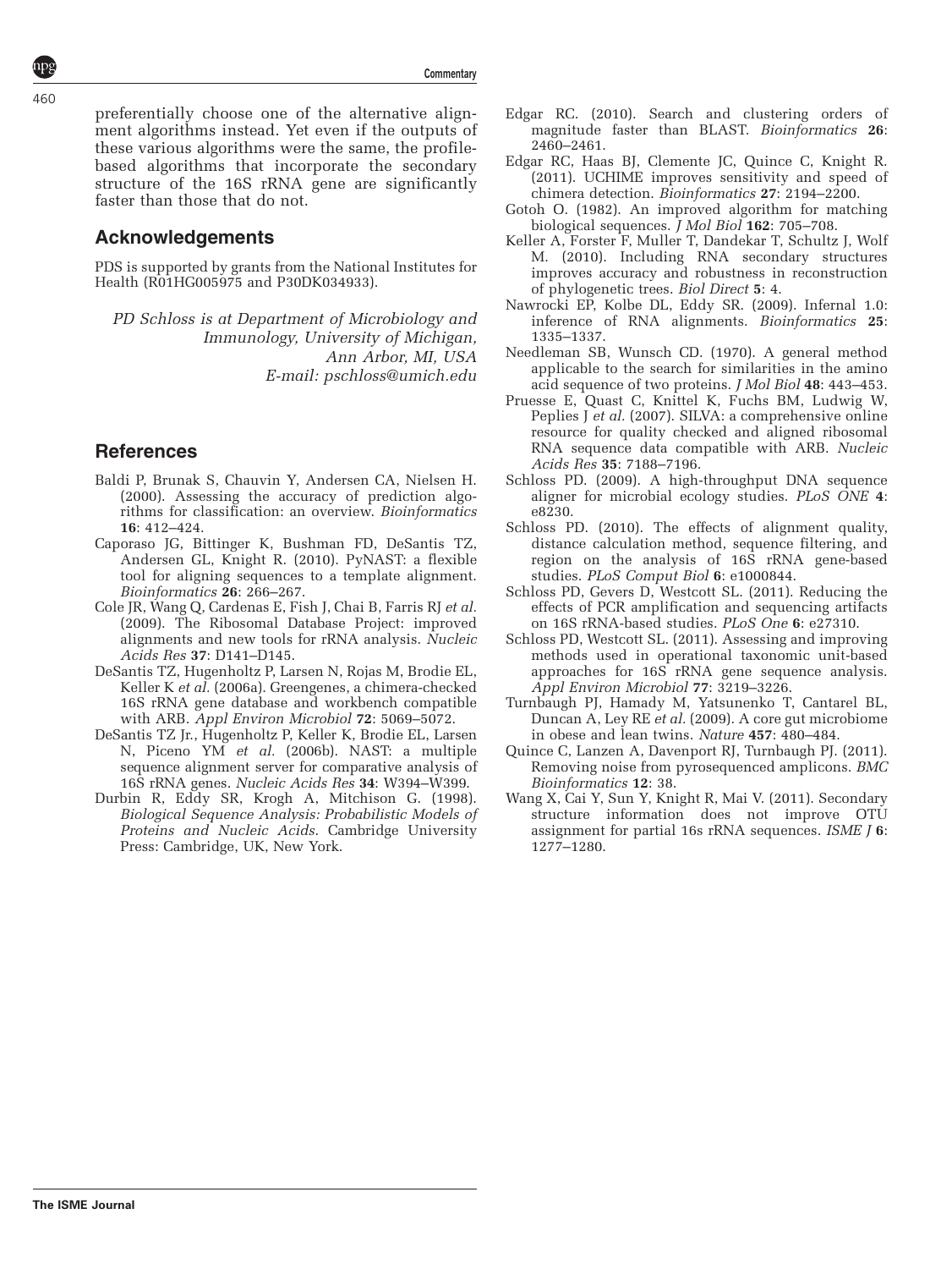preferentially choose one of the alternative alignment algorithms instead. Yet even if the outputs of these various algorithms were the same, the profile-based algorithms that incorporate the secondary structure of the 16S rRNA gene are significantly faster than those that do not.

## Acknowledgements

PDS is supported by grants from the National Institutes for Health (R01HG005975 and P30DK034933).

*PD Schloss is at Department of Microbiology and Immunology, University of Michigan, Ann Arbor, MI, USA*
*E-mail: pschloss@umich.edu*

## References

Baldi P, Brunak S, Chauvin Y, Andersen CA, Nielsen H. (2000). Assessing the accuracy of prediction algorithms for classification: an overview. *Bioinformatics* **16**: 412–424.

Caporaso JG, Bittinger K, Bushman FD, DeSantis TZ, Andersen GL, Knight R. (2010). PyNAST: a flexible tool for aligning sequences to a template alignment. *Bioinformatics* **26**: 266–267.

Cole JR, Wang Q, Cardenas E, Fish J, Chai B, Farris RJ *et al.* (2009). The Ribosomal Database Project: improved alignments and new tools for rRNA analysis. *Nucleic Acids Res* **37**: D141–D145.

DeSantis TZ, Hugenholtz P, Larsen N, Rojas M, Brodie EL, Keller K *et al.* (2006a). Greengenes, a chimera-checked 16S rRNA gene database and workbench compatible with ARB. *Appl Environ Microbiol* **72**: 5069–5072.

DeSantis TZ Jr., Hugenholtz P, Keller K, Brodie EL, Larsen N, Piceno YM *et al.* (2006b). NAST: a multiple sequence alignment server for comparative analysis of 16S rRNA genes. *Nucleic Acids Res* **34**: W394–W399.

Durbin R, Eddy SR, Krogh A, Mitchison G. (1998). *Biological Sequence Analysis: Probabilistic Models of Proteins and Nucleic Acids.* Cambridge University Press: Cambridge, UK, New York.

Edgar RC. (2010). Search and clustering orders of magnitude faster than BLAST. *Bioinformatics* **26**: 2460–2461.

Edgar RC, Haas BJ, Clemente JC, Quince C, Knight R. (2011). UCHIME improves sensitivity and speed of chimera detection. *Bioinformatics* **27**: 2194–2200.

Gotoh O. (1982). An improved algorithm for matching biological sequences. *J Mol Biol* **162**: 705–708.

Keller A, Forster F, Muller T, Dandekar T, Schultz J, Wolf M. (2010). Including RNA secondary structures improves accuracy and robustness in reconstruction of phylogenetic trees. *Biol Direct* **5**: 4.

Nawrocki EP, Kolbe DL, Eddy SR. (2009). Infernal 1.0: inference of RNA alignments. *Bioinformatics* **25**: 1335–1337.

Needleman SB, Wunsch CD. (1970). A general method applicable to the search for similarities in the amino acid sequence of two proteins. *J Mol Biol* **48**: 443–453.

Pruesse E, Quast C, Knittel K, Fuchs BM, Ludwig W, Peplies J *et al.* (2007). SILVA: a comprehensive online resource for quality checked and aligned ribosomal RNA sequence data compatible with ARB. *Nucleic Acids Res* **35**: 7188–7196.

Schloss PD. (2009). A high-throughput DNA sequence aligner for microbial ecology studies. *PLoS ONE* **4**: e8230.

Schloss PD. (2010). The effects of alignment quality, distance calculation method, sequence filtering, and region on the analysis of 16S rRNA gene-based studies. *PLoS Comput Biol* **6**: e1000844.

Schloss PD, Gevers D, Westcott SL. (2011). Reducing the effects of PCR amplification and sequencing artifacts on 16S rRNA-based studies. *PLoS One* **6**: e27310.

Schloss PD, Westcott SL. (2011). Assessing and improving methods used in operational taxonomic unit-based approaches for 16S rRNA gene sequence analysis. *Appl Environ Microbiol* **77**: 3219–3226.

Turnbaugh PJ, Hamady M, Yatsunenko T, Cantarel BL, Duncan A, Ley RE *et al.* (2009). A core gut microbiome in obese and lean twins. *Nature* **457**: 480–484.

Quince C, Lanzen A, Davenport RJ, Turnbaugh PJ. (2011). Removing noise from pyrosequenced amplicons. *BMC Bioinformatics* **12**: 38.

Wang X, Cai Y, Sun Y, Knight R, Mai V. (2011). Secondary structure information does not improve OTU assignment for partial 16s rRNA sequences. *ISME J* **6**: 1277–1280.